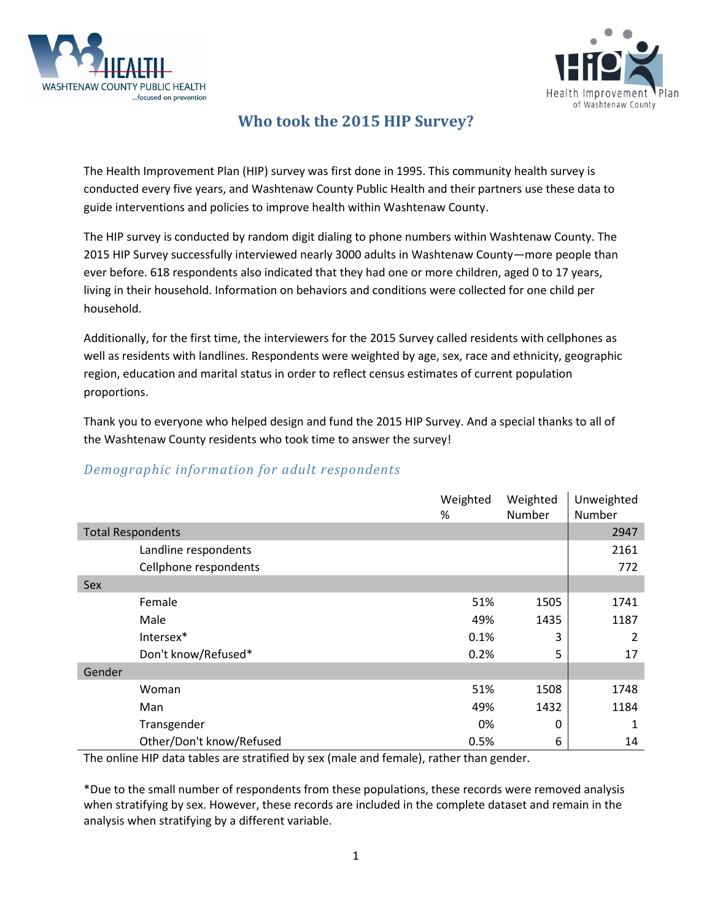# Who took the 2015 HIP Survey?

The Health Improvement Plan (HIP) survey was first done in 1995. This community health survey is conducted every five years, and Washtenaw County Public Health and their partners use these data to guide interventions and policies to improve health within Washtenaw County.

The HIP survey is conducted by random digit dialing to phone numbers within Washtenaw County. The 2015 HIP Survey successfully interviewed nearly 3000 adults in Washtenaw County—more people than ever before. 618 respondents also indicated that they had one or more children, aged 0 to 17 years, living in their household. Information on behaviors and conditions were collected for one child per household.

Additionally, for the first time, the interviewers for the 2015 Survey called residents with cellphones as well as residents with landlines. Respondents were weighted by age, sex, race and ethnicity, geographic region, education and marital status in order to reflect census estimates of current population proportions.

Thank you to everyone who helped design and fund the 2015 HIP Survey. And a special thanks to all of the Washtenaw County residents who took time to answer the survey!

## *Demographic information for adult respondents*

| | Weighted % | Weighted Number | Unweighted Number |
|---|---|---|---|
| Total Respondents | | | 2947 |
| Landline respondents | | | 2161 |
| Cellphone respondents | | | 772 |
| Sex | | | |
| Female | 51% | 1505 | 1741 |
| Male | 49% | 1435 | 1187 |
| Intersex* | 0.1% | 3 | 2 |
| Don't know/Refused* | 0.2% | 5 | 17 |
| Gender | | | |
| Woman | 51% | 1508 | 1748 |
| Man | 49% | 1432 | 1184 |
| Transgender | 0% | 0 | 1 |
| Other/Don't know/Refused | 0.5% | 6 | 14 |

The online HIP data tables are stratified by sex (male and female), rather than gender.

*Due to the small number of respondents from these populations, these records were removed analysis when stratifying by sex. However, these records are included in the complete dataset and remain in the analysis when stratifying by a different variable.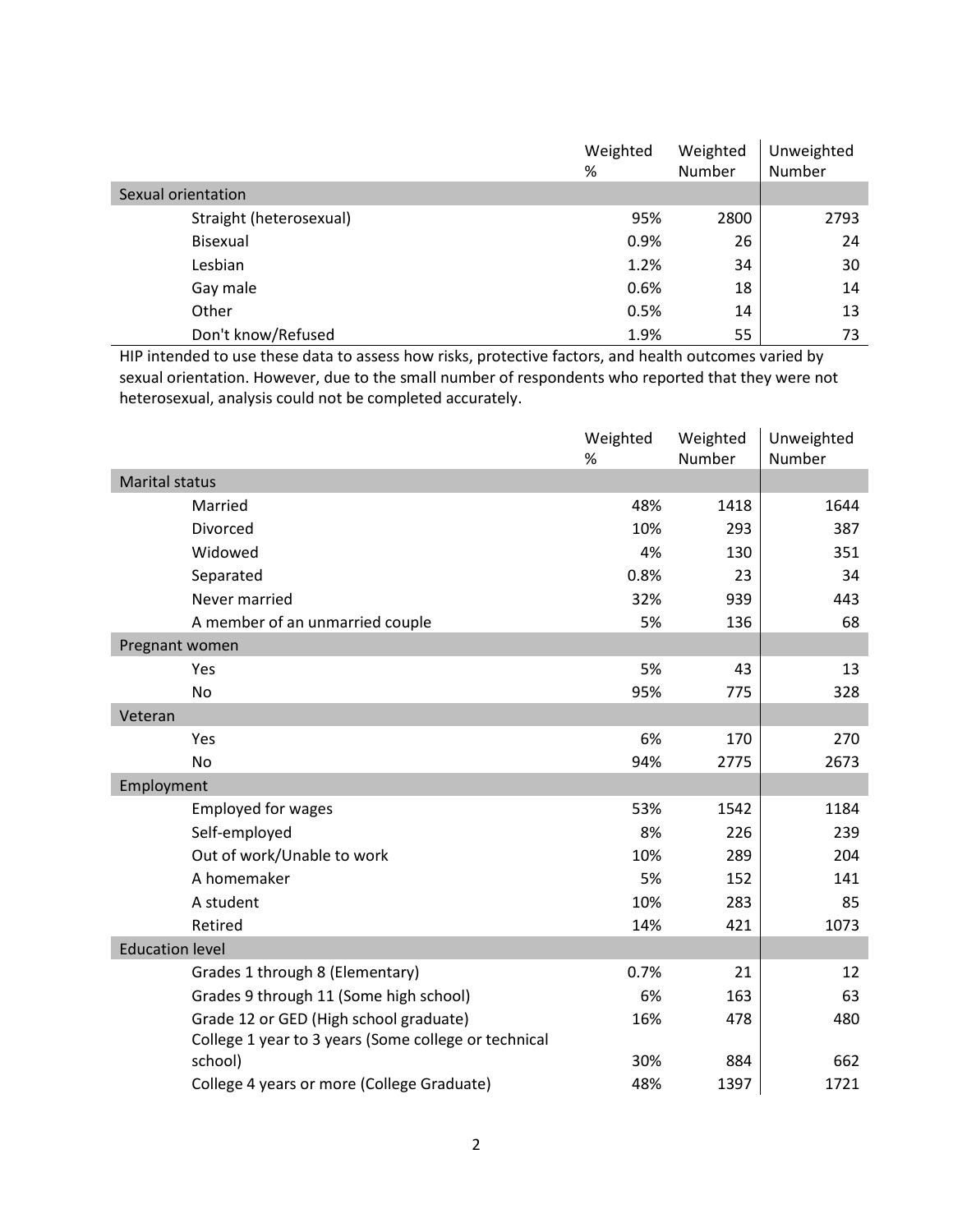| | Weighted % | Weighted Number | Unweighted Number |
|---|---|---|---|
| Sexual orientation | | | |
| Straight (heterosexual) | 95% | 2800 | 2793 |
| Bisexual | 0.9% | 26 | 24 |
| Lesbian | 1.2% | 34 | 30 |
| Gay male | 0.6% | 18 | 14 |
| Other | 0.5% | 14 | 13 |
| Don't know/Refused | 1.9% | 55 | 73 |

HIP intended to use these data to assess how risks, protective factors, and health outcomes varied by sexual orientation. However, due to the small number of respondents who reported that they were not heterosexual, analysis could not be completed accurately.

| | Weighted % | Weighted Number | Unweighted Number |
|---|---|---|---|
| Marital status | | | |
| Married | 48% | 1418 | 1644 |
| Divorced | 10% | 293 | 387 |
| Widowed | 4% | 130 | 351 |
| Separated | 0.8% | 23 | 34 |
| Never married | 32% | 939 | 443 |
| A member of an unmarried couple | 5% | 136 | 68 |
| Pregnant women | | | |
| Yes | 5% | 43 | 13 |
| No | 95% | 775 | 328 |
| Veteran | | | |
| Yes | 6% | 170 | 270 |
| No | 94% | 2775 | 2673 |
| Employment | | | |
| Employed for wages | 53% | 1542 | 1184 |
| Self-employed | 8% | 226 | 239 |
| Out of work/Unable to work | 10% | 289 | 204 |
| A homemaker | 5% | 152 | 141 |
| A student | 10% | 283 | 85 |
| Retired | 14% | 421 | 1073 |
| Education level | | | |
| Grades 1 through 8 (Elementary) | 0.7% | 21 | 12 |
| Grades 9 through 11 (Some high school) | 6% | 163 | 63 |
| Grade 12 or GED (High school graduate) | 16% | 478 | 480 |
| College 1 year to 3 years (Some college or technical school) | 30% | 884 | 662 |
| College 4 years or more (College Graduate) | 48% | 1397 | 1721 |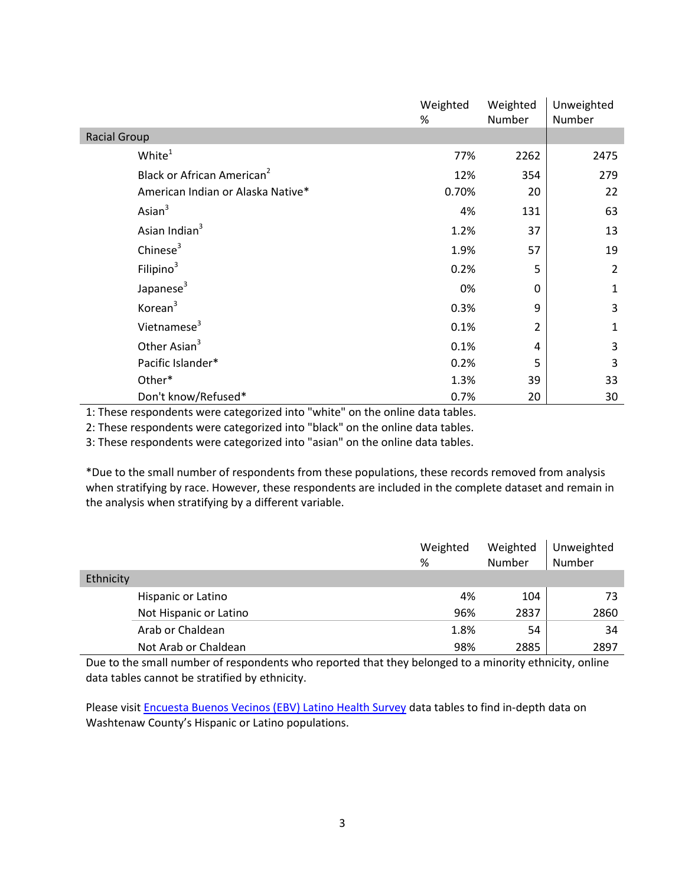| | Weighted % | Weighted Number | Unweighted Number |
|---|---|---|---|
| **Racial Group** | | | |
| White[1] | 77% | 2262 | 2475 |
| Black or African American[2] | 12% | 354 | 279 |
| American Indian or Alaska Native* | 0.70% | 20 | 22 |
| Asian[3] | 4% | 131 | 63 |
| Asian Indian[3] | 1.2% | 37 | 13 |
| Chinese[3] | 1.9% | 57 | 19 |
| Filipino[3] | 0.2% | 5 | 2 |
| Japanese[3] | 0% | 0 | 1 |
| Korean[3] | 0.3% | 9 | 3 |
| Vietnamese[3] | 0.1% | 2 | 1 |
| Other Asian[3] | 0.1% | 4 | 3 |
| Pacific Islander* | 0.2% | 5 | 3 |
| Other* | 1.3% | 39 | 33 |
| Don't know/Refused* | 0.7% | 20 | 30 |

1: These respondents were categorized into "white" on the online data tables.

2: These respondents were categorized into "black" on the online data tables.

3: These respondents were categorized into "asian" on the online data tables.

*Due to the small number of respondents from these populations, these records removed from analysis when stratifying by race. However, these respondents are included in the complete dataset and remain in the analysis when stratifying by a different variable.

| | Weighted % | Weighted Number | Unweighted Number |
|---|---|---|---|
| **Ethnicity** | | | |
| Hispanic or Latino | 4% | 104 | 73 |
| Not Hispanic or Latino | 96% | 2837 | 2860 |
| Arab or Chaldean | 1.8% | 54 | 34 |
| Not Arab or Chaldean | 98% | 2885 | 2897 |

Due to the small number of respondents who reported that they belonged to a minority ethnicity, online data tables cannot be stratified by ethnicity.

Please visit Encuesta Buenos Vecinos (EBV) Latino Health Survey data tables to find in-depth data on Washtenaw County's Hispanic or Latino populations.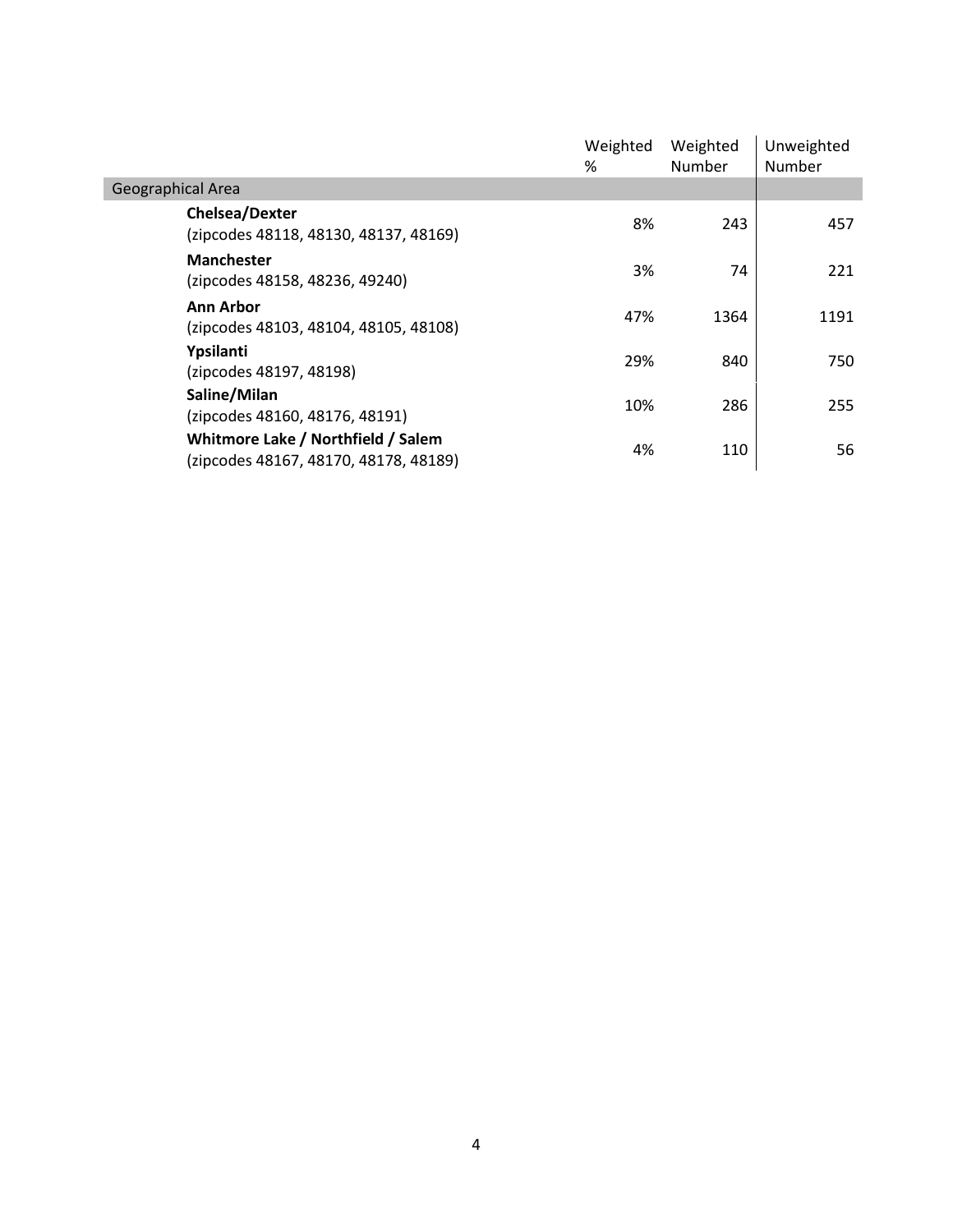| | Weighted % | Weighted Number | Unweighted Number |
|---|---|---|---|
| Geographical Area | | | |
| **Chelsea/Dexter** (zipcodes 48118, 48130, 48137, 48169) | 8% | 243 | 457 |
| **Manchester** (zipcodes 48158, 48236, 49240) | 3% | 74 | 221 |
| **Ann Arbor** (zipcodes 48103, 48104, 48105, 48108) | 47% | 1364 | 1191 |
| **Ypsilanti** (zipcodes 48197, 48198) | 29% | 840 | 750 |
| **Saline/Milan** (zipcodes 48160, 48176, 48191) | 10% | 286 | 255 |
| **Whitmore Lake / Northfield / Salem** (zipcodes 48167, 48170, 48178, 48189) | 4% | 110 | 56 |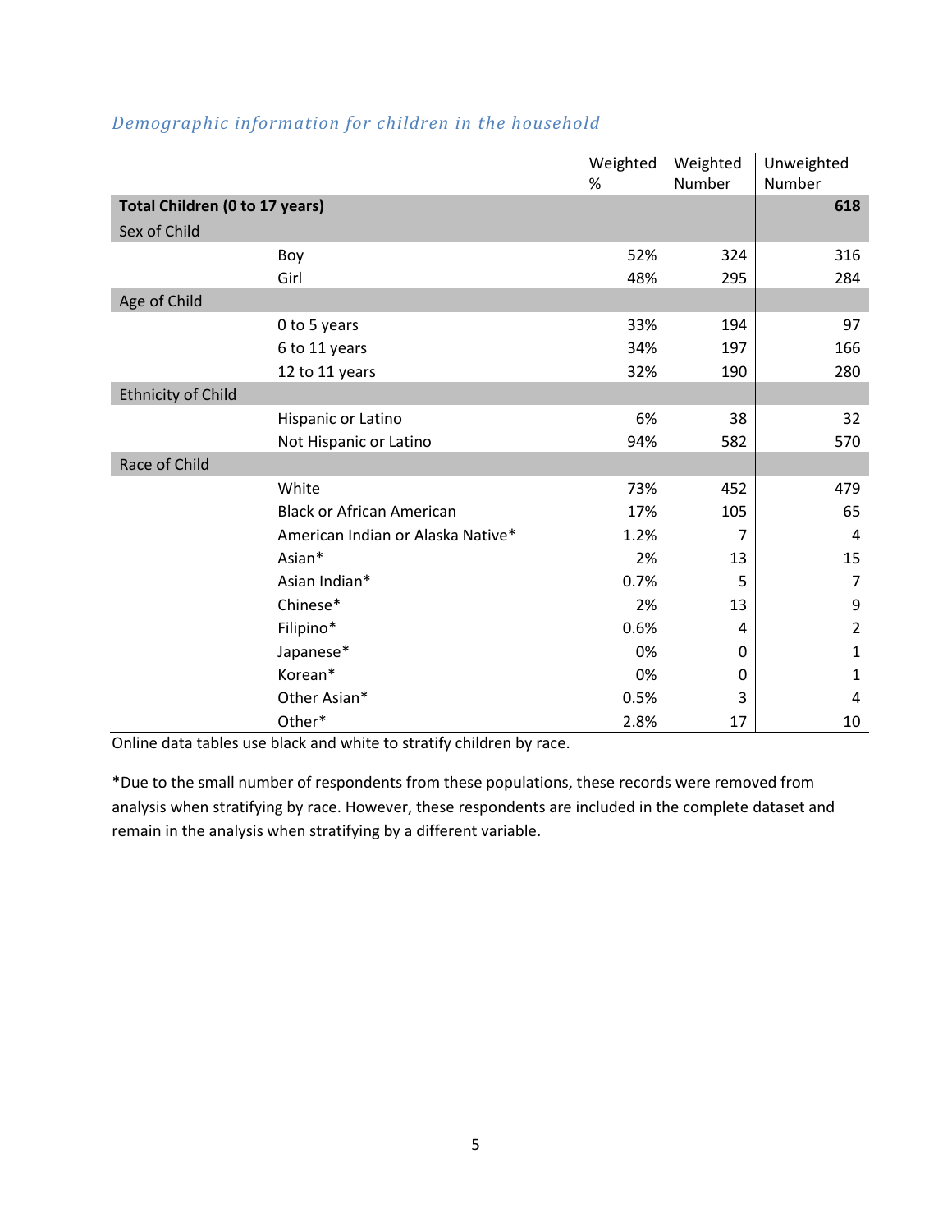### *Demographic information for children in the household*

| | | Weighted % | Weighted Number | Unweighted Number |
|---|---|---|---|---|
| **Total Children (0 to 17 years)** | | | | **618** |
| Sex of Child | | | | |
| | Boy | 52% | 324 | 316 |
| | Girl | 48% | 295 | 284 |
| Age of Child | | | | |
| | 0 to 5 years | 33% | 194 | 97 |
| | 6 to 11 years | 34% | 197 | 166 |
| | 12 to 11 years | 32% | 190 | 280 |
| Ethnicity of Child | | | | |
| | Hispanic or Latino | 6% | 38 | 32 |
| | Not Hispanic or Latino | 94% | 582 | 570 |
| Race of Child | | | | |
| | White | 73% | 452 | 479 |
| | Black or African American | 17% | 105 | 65 |
| | American Indian or Alaska Native* | 1.2% | 7 | 4 |
| | Asian* | 2% | 13 | 15 |
| | Asian Indian* | 0.7% | 5 | 7 |
| | Chinese* | 2% | 13 | 9 |
| | Filipino* | 0.6% | 4 | 2 |
| | Japanese* | 0% | 0 | 1 |
| | Korean* | 0% | 0 | 1 |
| | Other Asian* | 0.5% | 3 | 4 |
| | Other* | 2.8% | 17 | 10 |

Online data tables use black and white to stratify children by race.

*Due to the small number of respondents from these populations, these records were removed from analysis when stratifying by race. However, these respondents are included in the complete dataset and remain in the analysis when stratifying by a different variable.